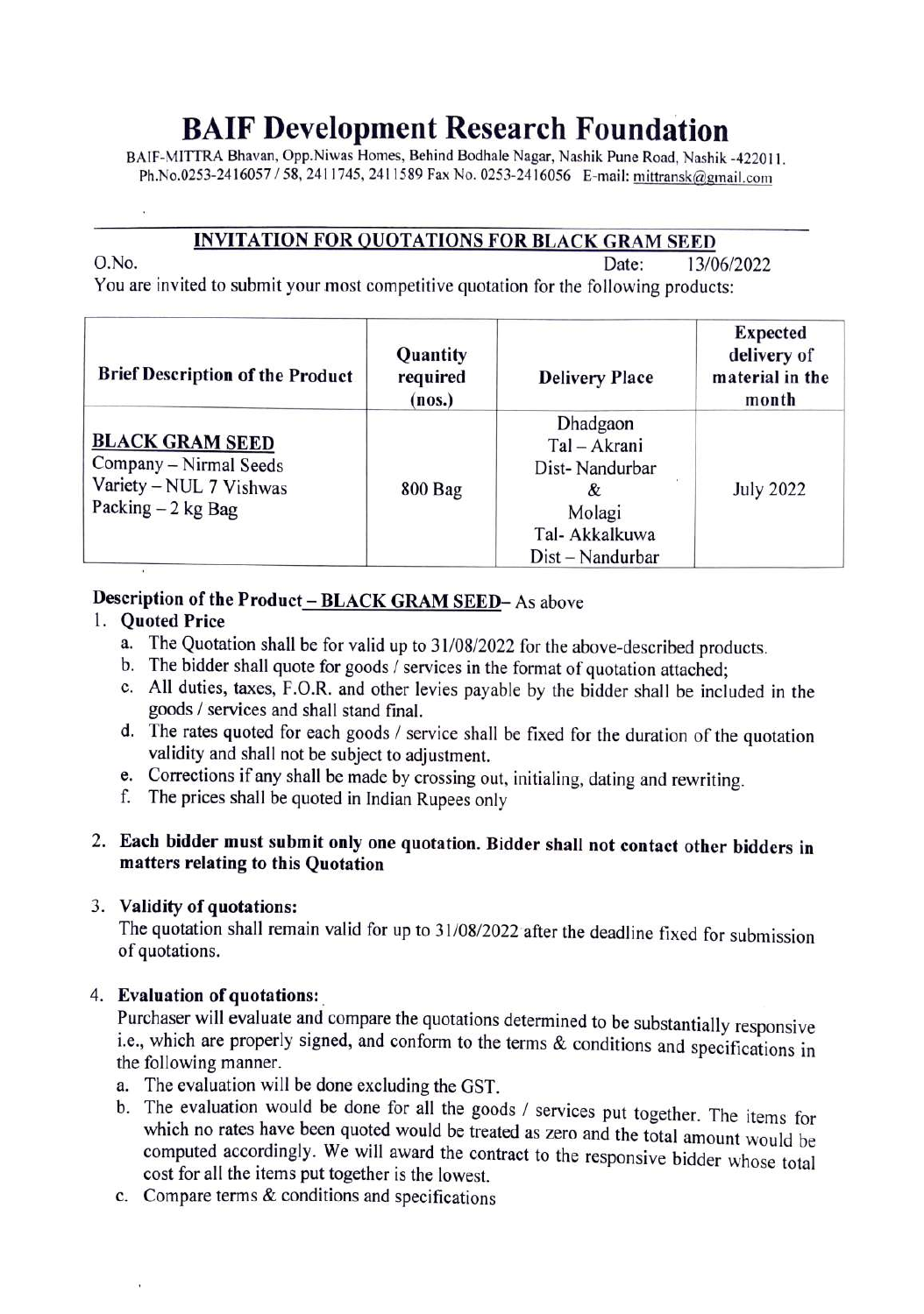# BAIF Development Research Foundation

BAIF-MITTRA Bhavan, Opp.Niwas Homes, Behind Bodhale Nagar, Nashik Pune Road, Nashik -422011.
Ph.No.0253-2416057 / 58, 2411745, 2411589 Fax No. 0253-2416056 E-mail: mittransk@gmail.com

## INVITATION FOR QUOTATIONS FOR BLACK GRAM SEED

O.No. Date: 13/06/2022

You are invited to submit your most competitive quotation for the following products:

| Brief Description of the Product | Quantity required (nos.) | Delivery Place | Expected delivery of material in the month |
|---|---|---|---|
| **BLACK GRAM SEED**<br>Company – Nirmal Seeds<br>Variety – NUL 7 Vishwas<br>Packing – 2 kg Bag | 800 Bag | Dhadgaon<br>Tal – Akrani<br>Dist- Nandurbar<br>&<br>Molagi<br>Tal- Akkalkuwa<br>Dist – Nandurbar | July 2022 |

**Description of the Product – BLACK GRAM SEED–** As above

1. **Quoted Price**
   a. The Quotation shall be for valid up to 31/08/2022 for the above-described products.
   b. The bidder shall quote for goods / services in the format of quotation attached;
   c. All duties, taxes, F.O.R. and other levies payable by the bidder shall be included in the goods / services and shall stand final.
   d. The rates quoted for each goods / service shall be fixed for the duration of the quotation validity and shall not be subject to adjustment.
   e. Corrections if any shall be made by crossing out, initialing, dating and rewriting.
   f. The prices shall be quoted in Indian Rupees only

2. **Each bidder must submit only one quotation. Bidder shall not contact other bidders in matters relating to this Quotation**

3. **Validity of quotations:**
   The quotation shall remain valid for up to 31/08/2022 after the deadline fixed for submission of quotations.

4. **Evaluation of quotations:**
   Purchaser will evaluate and compare the quotations determined to be substantially responsive i.e., which are properly signed, and conform to the terms & conditions and specifications in the following manner.
   a. The evaluation will be done excluding the GST.
   b. The evaluation would be done for all the goods / services put together. The items for which no rates have been quoted would be treated as zero and the total amount would be computed accordingly. We will award the contract to the responsive bidder whose total cost for all the items put together is the lowest.
   c. Compare terms & conditions and specifications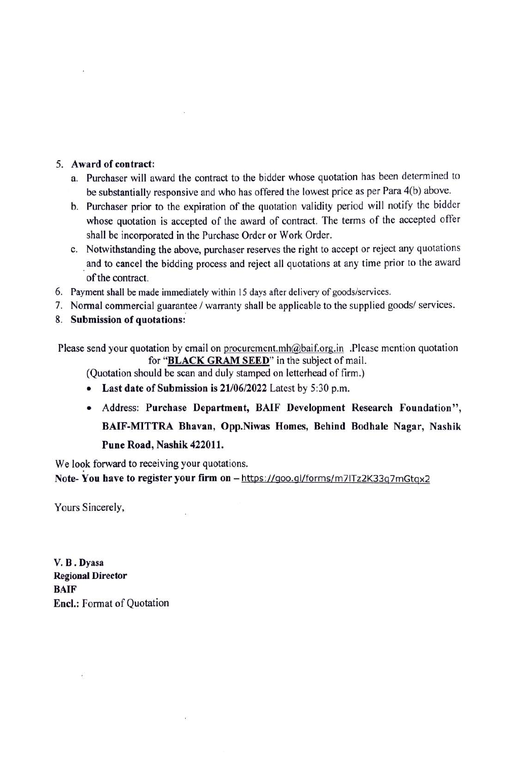5. **Award of contract:**
   a. Purchaser will award the contract to the bidder whose quotation has been determined to be substantially responsive and who has offered the lowest price as per Para 4(b) above.
   b. Purchaser prior to the expiration of the quotation validity period will notify the bidder whose quotation is accepted of the award of contract. The terms of the accepted offer shall be incorporated in the Purchase Order or Work Order.
   c. Notwithstanding the above, purchaser reserves the right to accept or reject any quotations and to cancel the bidding process and reject all quotations at any time prior to the award of the contract.
6. Payment shall be made immediately within 15 days after delivery of goods/services.
7. Normal commercial guarantee / warranty shall be applicable to the supplied goods/ services.
8. **Submission of quotations:**

Please send your quotation by email on procurement.mh@baif.org.in .Please mention quotation for "**BLACK GRAM SEED**" in the subject of mail.

(Quotation should be scan and duly stamped on letterhead of firm.)

- **Last date of Submission is 21/06/2022** Latest by 5:30 p.m.
- Address: **Purchase Department, BAIF Development Research Foundation", BAIF-MITTRA Bhavan, Opp.Niwas Homes, Behind Bodhale Nagar, Nashik Pune Road, Nashik 422011.**

We look forward to receiving your quotations.

**Note- You have to register your firm on** – https://goo.gl/forms/m7lTz2K33q7mGtqx2

Yours Sincerely,

**V. B . Dyasa**
**Regional Director**
**BAIF**
**Encl.:** Format of Quotation